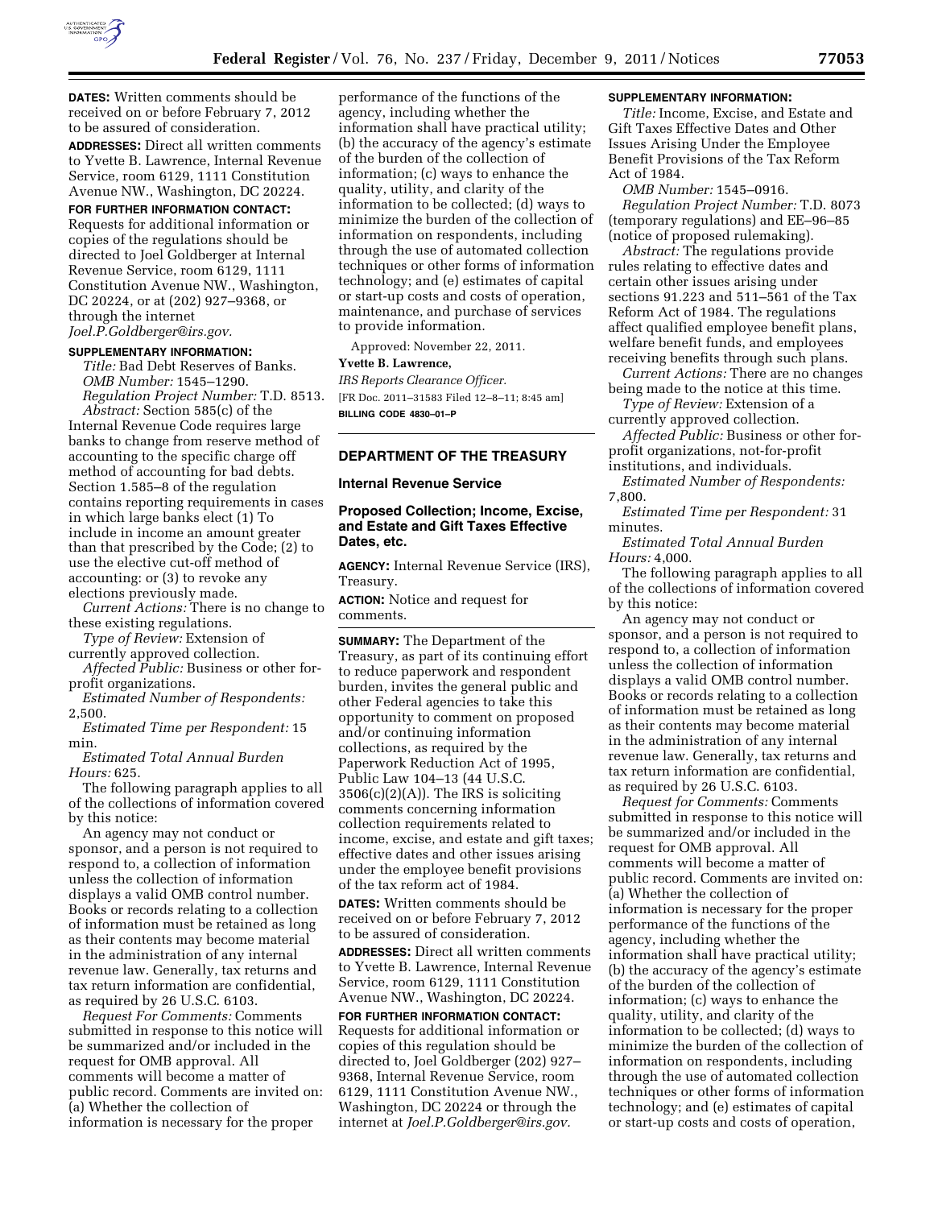**DATES:** Written comments should be received on or before February 7, 2012 to be assured of consideration.

**ADDRESSES:** Direct all written comments to Yvette B. Lawrence, Internal Revenue Service, room 6129, 1111 Constitution Avenue NW., Washington, DC 20224.

**FOR FURTHER INFORMATION CONTACT:** Requests for additional information or copies of the regulations should be directed to Joel Goldberger at Internal Revenue Service, room 6129, 1111 Constitution Avenue NW., Washington, DC 20224, or at (202) 927–9368, or through the internet *Joel.P.Goldberger@irs.gov.*

**SUPPLEMENTARY INFORMATION:**

*Title:* Bad Debt Reserves of Banks.

*OMB Number:* 1545–1290.

*Regulation Project Number:* T.D. 8513.

*Abstract:* Section 585(c) of the Internal Revenue Code requires large banks to change from reserve method of accounting to the specific charge off method of accounting for bad debts. Section 1.585–8 of the regulation contains reporting requirements in cases in which large banks elect (1) To include in income an amount greater than that prescribed by the Code; (2) to use the elective cut-off method of accounting: or (3) to revoke any elections previously made.

*Current Actions:* There is no change to these existing regulations.

*Type of Review:* Extension of currently approved collection.

*Affected Public:* Business or other for-profit organizations.

*Estimated Number of Respondents:* 2,500.

*Estimated Time per Respondent:* 15 min.

*Estimated Total Annual Burden Hours:* 625.

The following paragraph applies to all of the collections of information covered by this notice:

An agency may not conduct or sponsor, and a person is not required to respond to, a collection of information unless the collection of information displays a valid OMB control number. Books or records relating to a collection of information must be retained as long as their contents may become material in the administration of any internal revenue law. Generally, tax returns and tax return information are confidential, as required by 26 U.S.C. 6103.

*Request For Comments:* Comments submitted in response to this notice will be summarized and/or included in the request for OMB approval. All comments will become a matter of public record. Comments are invited on: (a) Whether the collection of information is necessary for the proper performance of the functions of the agency, including whether the information shall have practical utility; (b) the accuracy of the agency's estimate of the burden of the collection of information; (c) ways to enhance the quality, utility, and clarity of the information to be collected; (d) ways to minimize the burden of the collection of information on respondents, including through the use of automated collection techniques or other forms of information technology; and (e) estimates of capital or start-up costs and costs of operation, maintenance, and purchase of services to provide information.

Approved: November 22, 2011.

**Yvette B. Lawrence,**

*IRS Reports Clearance Officer.*

[FR Doc. 2011–31583 Filed 12–8–11; 8:45 am]

**BILLING CODE 4830–01–P**

## DEPARTMENT OF THE TREASURY

### Internal Revenue Service

### Proposed Collection; Income, Excise, and Estate and Gift Taxes Effective Dates, etc.

**AGENCY:** Internal Revenue Service (IRS), Treasury.

**ACTION:** Notice and request for comments.

**SUMMARY:** The Department of the Treasury, as part of its continuing effort to reduce paperwork and respondent burden, invites the general public and other Federal agencies to take this opportunity to comment on proposed and/or continuing information collections, as required by the Paperwork Reduction Act of 1995, Public Law 104–13 (44 U.S.C. 3506(c)(2)(A)). The IRS is soliciting comments concerning information collection requirements related to income, excise, and estate and gift taxes; effective dates and other issues arising under the employee benefit provisions of the tax reform act of 1984.

**DATES:** Written comments should be received on or before February 7, 2012 to be assured of consideration.

**ADDRESSES:** Direct all written comments to Yvette B. Lawrence, Internal Revenue Service, room 6129, 1111 Constitution Avenue NW., Washington, DC 20224.

**FOR FURTHER INFORMATION CONTACT:** Requests for additional information or copies of this regulation should be directed to, Joel Goldberger (202) 927–9368, Internal Revenue Service, room 6129, 1111 Constitution Avenue NW., Washington, DC 20224 or through the internet at *Joel.P.Goldberger@irs.gov*.

**SUPPLEMENTARY INFORMATION:**

*Title:* Income, Excise, and Estate and Gift Taxes Effective Dates and Other Issues Arising Under the Employee Benefit Provisions of the Tax Reform Act of 1984.

*OMB Number:* 1545–0916.

*Regulation Project Number:* T.D. 8073 (temporary regulations) and EE–96–85 (notice of proposed rulemaking).

*Abstract:* The regulations provide rules relating to effective dates and certain other issues arising under sections 91.223 and 511–561 of the Tax Reform Act of 1984. The regulations affect qualified employee benefit plans, welfare benefit funds, and employees receiving benefits through such plans.

*Current Actions:* There are no changes being made to the notice at this time.

*Type of Review:* Extension of a currently approved collection.

*Affected Public:* Business or other for-profit organizations, not-for-profit institutions, and individuals.

*Estimated Number of Respondents:* 7,800.

*Estimated Time per Respondent:* 31 minutes.

*Estimated Total Annual Burden Hours:* 4,000.

The following paragraph applies to all of the collections of information covered by this notice:

An agency may not conduct or sponsor, and a person is not required to respond to, a collection of information unless the collection of information displays a valid OMB control number. Books or records relating to a collection of information must be retained as long as their contents may become material in the administration of any internal revenue law. Generally, tax returns and tax return information are confidential, as required by 26 U.S.C. 6103.

*Request for Comments:* Comments submitted in response to this notice will be summarized and/or included in the request for OMB approval. All comments will become a matter of public record. Comments are invited on: (a) Whether the collection of information is necessary for the proper performance of the functions of the agency, including whether the information shall have practical utility; (b) the accuracy of the agency's estimate of the burden of the collection of information; (c) ways to enhance the quality, utility, and clarity of the information to be collected; (d) ways to minimize the burden of the collection of information on respondents, including through the use of automated collection techniques or other forms of information technology; and (e) estimates of capital or start-up costs and costs of operation,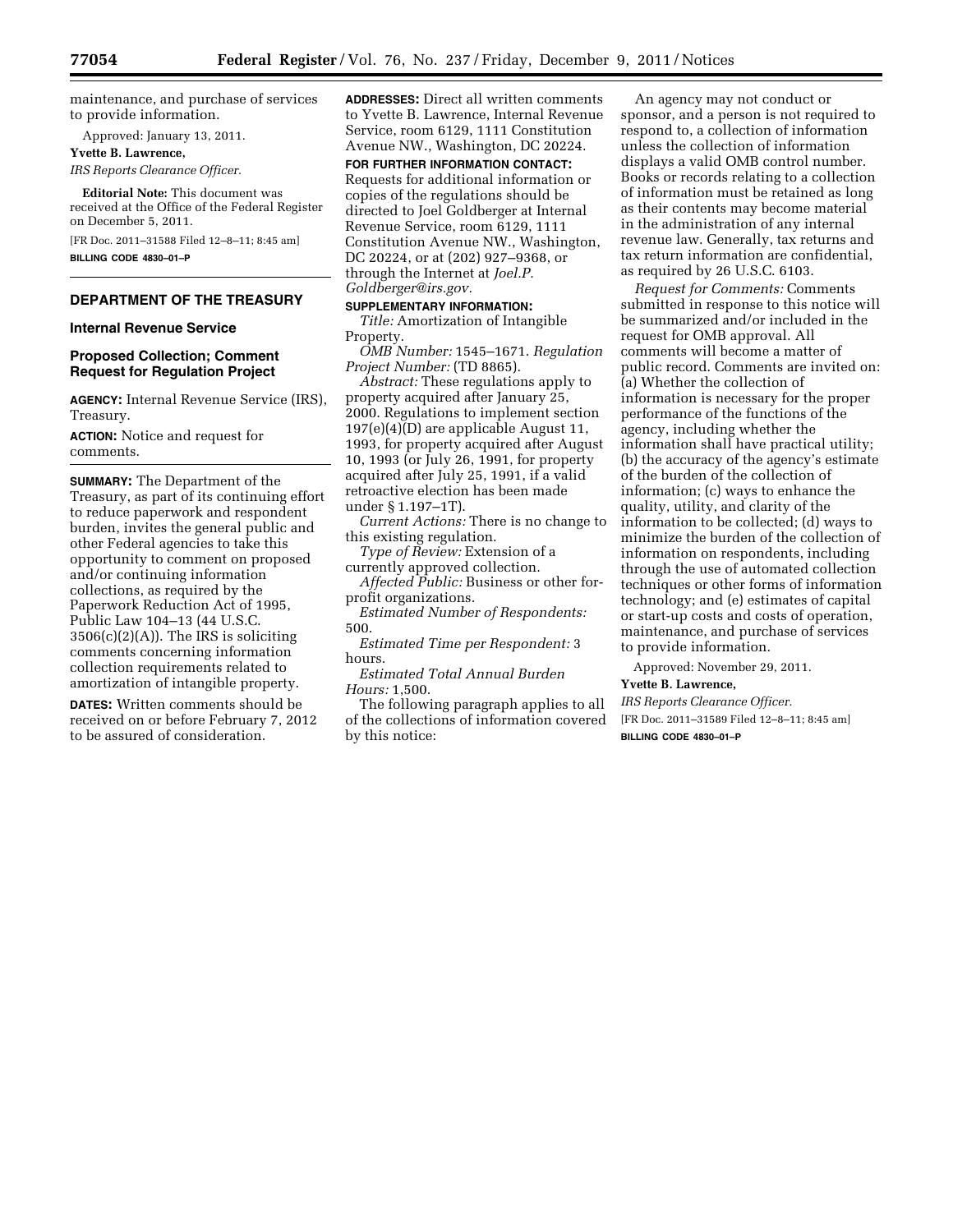maintenance, and purchase of services to provide information.

Approved: January 13, 2011.

**Yvette B. Lawrence,**

*IRS Reports Clearance Officer.*

**Editorial Note:** This document was received at the Office of the Federal Register on December 5, 2011.

[FR Doc. 2011–31588 Filed 12–8–11; 8:45 am]

**BILLING CODE 4830–01–P**

---

## DEPARTMENT OF THE TREASURY

### Internal Revenue Service

### Proposed Collection; Comment Request for Regulation Project

**AGENCY:** Internal Revenue Service (IRS), Treasury.

**ACTION:** Notice and request for comments.

**SUMMARY:** The Department of the Treasury, as part of its continuing effort to reduce paperwork and respondent burden, invites the general public and other Federal agencies to take this opportunity to comment on proposed and/or continuing information collections, as required by the Paperwork Reduction Act of 1995, Public Law 104–13 (44 U.S.C. 3506(c)(2)(A)). The IRS is soliciting comments concerning information collection requirements related to amortization of intangible property.

**DATES:** Written comments should be received on or before February 7, 2012 to be assured of consideration.

**ADDRESSES:** Direct all written comments to Yvette B. Lawrence, Internal Revenue Service, room 6129, 1111 Constitution Avenue NW., Washington, DC 20224.

**FOR FURTHER INFORMATION CONTACT:** Requests for additional information or copies of the regulations should be directed to Joel Goldberger at Internal Revenue Service, room 6129, 1111 Constitution Avenue NW., Washington, DC 20224, or at (202) 927–9368, or through the Internet at *Joel.P.Goldberger@irs.gov.*

**SUPPLEMENTARY INFORMATION:**

*Title:* Amortization of Intangible Property.

*OMB Number:* 1545–1671. *Regulation Project Number:* (TD 8865).

*Abstract:* These regulations apply to property acquired after January 25, 2000. Regulations to implement section 197(e)(4)(D) are applicable August 11, 1993, for property acquired after August 10, 1993 (or July 26, 1991, for property acquired after July 25, 1991, if a valid retroactive election has been made under § 1.197–1T).

*Current Actions:* There is no change to this existing regulation.

*Type of Review:* Extension of a currently approved collection.

*Affected Public:* Business or other for-profit organizations.

*Estimated Number of Respondents:* 500.

*Estimated Time per Respondent:* 3 hours.

*Estimated Total Annual Burden Hours:* 1,500.

The following paragraph applies to all of the collections of information covered by this notice:

An agency may not conduct or sponsor, and a person is not required to respond to, a collection of information unless the collection of information displays a valid OMB control number. Books or records relating to a collection of information must be retained as long as their contents may become material in the administration of any internal revenue law. Generally, tax returns and tax return information are confidential, as required by 26 U.S.C. 6103.

*Request for Comments:* Comments submitted in response to this notice will be summarized and/or included in the request for OMB approval. All comments will become a matter of public record. Comments are invited on: (a) Whether the collection of information is necessary for the proper performance of the functions of the agency, including whether the information shall have practical utility; (b) the accuracy of the agency's estimate of the burden of the collection of information; (c) ways to enhance the quality, utility, and clarity of the information to be collected; (d) ways to minimize the burden of the collection of information on respondents, including through the use of automated collection techniques or other forms of information technology; and (e) estimates of capital or start-up costs and costs of operation, maintenance, and purchase of services to provide information.

Approved: November 29, 2011.

**Yvette B. Lawrence,**

*IRS Reports Clearance Officer.*

[FR Doc. 2011–31589 Filed 12–8–11; 8:45 am]

**BILLING CODE 4830–01–P**